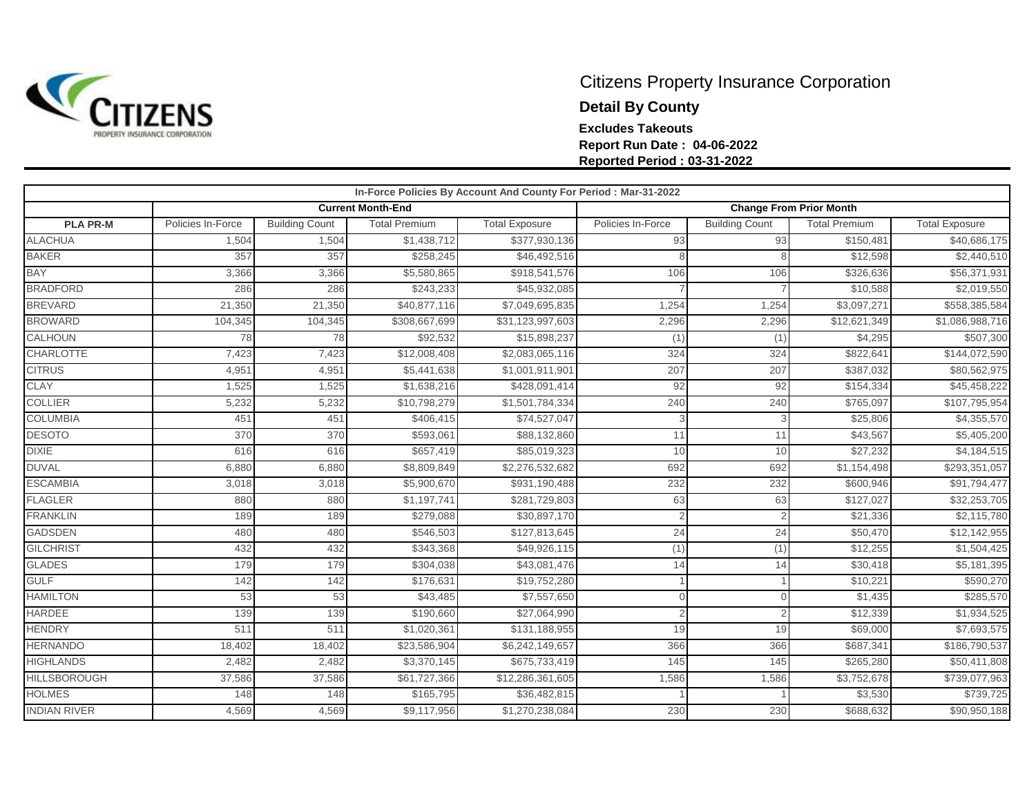# Citizens Property Insurance Corporation

**Detail By County**

**Excludes Takeouts**

**Report Run Date : 04-06-2022**

**Reported Period : 03-31-2022**

| In-Force Policies By Account And County For Period : Mar-31-2022 | | | | | | | | |
|---|---|---|---|---|---|---|---|---|
| | Current Month-End | | | | Change From Prior Month | | | |
| **PLA PR-M** | Policies In-Force | Building Count | Total Premium | Total Exposure | Policies In-Force | Building Count | Total Premium | Total Exposure |
| ALACHUA | 1,504 | 1,504 | $1,438,712 | $377,930,136 | 93 | 93 | $150,481 | $40,686,175 |
| BAKER | 357 | 357 | $258,245 | $46,492,516 | 8 | 8 | $12,598 | $2,440,510 |
| BAY | 3,366 | 3,366 | $5,580,865 | $918,541,576 | 106 | 106 | $326,636 | $56,371,931 |
| BRADFORD | 286 | 286 | $243,233 | $45,932,085 | 7 | 7 | $10,588 | $2,019,550 |
| BREVARD | 21,350 | 21,350 | $40,877,116 | $7,049,695,835 | 1,254 | 1,254 | $3,097,271 | $558,385,584 |
| BROWARD | 104,345 | 104,345 | $308,667,699 | $31,123,997,603 | 2,296 | 2,296 | $12,621,349 | $1,086,988,716 |
| CALHOUN | 78 | 78 | $92,532 | $15,898,237 | (1) | (1) | $4,295 | $507,300 |
| CHARLOTTE | 7,423 | 7,423 | $12,008,408 | $2,083,065,116 | 324 | 324 | $822,641 | $144,072,590 |
| CITRUS | 4,951 | 4,951 | $5,441,638 | $1,001,911,901 | 207 | 207 | $387,032 | $80,562,975 |
| CLAY | 1,525 | 1,525 | $1,638,216 | $428,091,414 | 92 | 92 | $154,334 | $45,458,222 |
| COLLIER | 5,232 | 5,232 | $10,798,279 | $1,501,784,334 | 240 | 240 | $765,097 | $107,795,954 |
| COLUMBIA | 451 | 451 | $406,415 | $74,527,047 | 3 | 3 | $25,806 | $4,355,570 |
| DESOTO | 370 | 370 | $593,061 | $88,132,860 | 11 | 11 | $43,567 | $5,405,200 |
| DIXIE | 616 | 616 | $657,419 | $85,019,323 | 10 | 10 | $27,232 | $4,184,515 |
| DUVAL | 6,880 | 6,880 | $8,809,849 | $2,276,532,682 | 692 | 692 | $1,154,498 | $293,351,057 |
| ESCAMBIA | 3,018 | 3,018 | $5,900,670 | $931,190,488 | 232 | 232 | $600,946 | $91,794,477 |
| FLAGLER | 880 | 880 | $1,197,741 | $281,729,803 | 63 | 63 | $127,027 | $32,253,705 |
| FRANKLIN | 189 | 189 | $279,088 | $30,897,170 | 2 | 2 | $21,336 | $2,115,780 |
| GADSDEN | 480 | 480 | $546,503 | $127,813,645 | 24 | 24 | $50,470 | $12,142,955 |
| GILCHRIST | 432 | 432 | $343,368 | $49,926,115 | (1) | (1) | $12,255 | $1,504,425 |
| GLADES | 179 | 179 | $304,038 | $43,081,476 | 14 | 14 | $30,418 | $5,181,395 |
| GULF | 142 | 142 | $176,631 | $19,752,280 | 1 | 1 | $10,221 | $590,270 |
| HAMILTON | 53 | 53 | $43,485 | $7,557,650 | 0 | 0 | $1,435 | $285,570 |
| HARDEE | 139 | 139 | $190,660 | $27,064,990 | 2 | 2 | $12,339 | $1,934,525 |
| HENDRY | 511 | 511 | $1,020,361 | $131,188,955 | 19 | 19 | $69,000 | $7,693,575 |
| HERNANDO | 18,402 | 18,402 | $23,586,904 | $6,242,149,657 | 366 | 366 | $687,341 | $186,790,537 |
| HIGHLANDS | 2,482 | 2,482 | $3,370,145 | $675,733,419 | 145 | 145 | $265,280 | $50,411,808 |
| HILLSBOROUGH | 37,586 | 37,586 | $61,727,366 | $12,286,361,605 | 1,586 | 1,586 | $3,752,678 | $739,077,963 |
| HOLMES | 148 | 148 | $165,795 | $36,482,815 | 1 | 1 | $3,530 | $739,725 |
| INDIAN RIVER | 4,569 | 4,569 | $9,117,956 | $1,270,238,084 | 230 | 230 | $688,632 | $90,950,188 |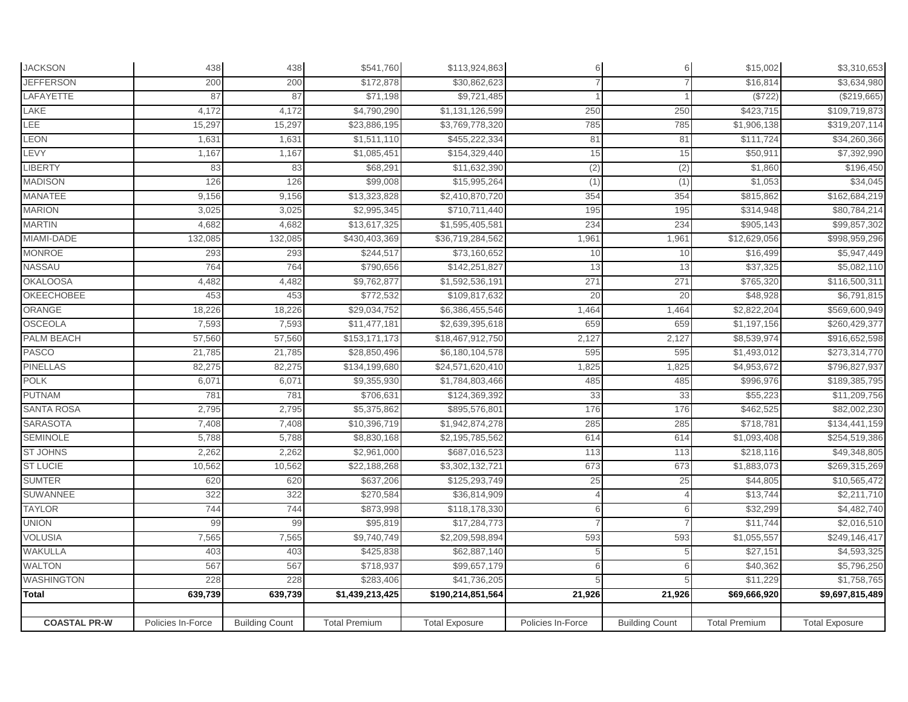| JACKSON | 438 | 438 | $541,760 | $113,924,863 | 6 | 6 | $15,002 | $3,310,653 |
|---|---|---|---|---|---|---|---|---|
| JEFFERSON | 200 | 200 | $172,878 | $30,862,623 | 7 | 7 | $16,814 | $3,634,980 |
| LAFAYETTE | 87 | 87 | $71,198 | $9,721,485 | 1 | 1 | ($722) | ($219,665) |
| LAKE | 4,172 | 4,172 | $4,790,290 | $1,131,126,599 | 250 | 250 | $423,715 | $109,719,873 |
| LEE | 15,297 | 15,297 | $23,886,195 | $3,769,778,320 | 785 | 785 | $1,906,138 | $319,207,114 |
| LEON | 1,631 | 1,631 | $1,511,110 | $455,222,334 | 81 | 81 | $111,724 | $34,260,366 |
| LEVY | 1,167 | 1,167 | $1,085,451 | $154,329,440 | 15 | 15 | $50,911 | $7,392,990 |
| LIBERTY | 83 | 83 | $68,291 | $11,632,390 | (2) | (2) | $1,860 | $196,450 |
| MADISON | 126 | 126 | $99,008 | $15,995,264 | (1) | (1) | $1,053 | $34,045 |
| MANATEE | 9,156 | 9,156 | $13,323,828 | $2,410,870,720 | 354 | 354 | $815,862 | $162,684,219 |
| MARION | 3,025 | 3,025 | $2,995,345 | $710,711,440 | 195 | 195 | $314,948 | $80,784,214 |
| MARTIN | 4,682 | 4,682 | $13,617,325 | $1,595,405,581 | 234 | 234 | $905,143 | $99,857,302 |
| MIAMI-DADE | 132,085 | 132,085 | $430,403,369 | $36,719,284,562 | 1,961 | 1,961 | $12,629,056 | $998,959,296 |
| MONROE | 293 | 293 | $244,517 | $73,160,652 | 10 | 10 | $16,499 | $5,947,449 |
| NASSAU | 764 | 764 | $790,656 | $142,251,827 | 13 | 13 | $37,325 | $5,082,110 |
| OKALOOSA | 4,482 | 4,482 | $9,762,877 | $1,592,536,191 | 271 | 271 | $765,320 | $116,500,311 |
| OKEECHOBEE | 453 | 453 | $772,532 | $109,817,632 | 20 | 20 | $48,928 | $6,791,815 |
| ORANGE | 18,226 | 18,226 | $29,034,752 | $6,386,455,546 | 1,464 | 1,464 | $2,822,204 | $569,600,949 |
| OSCEOLA | 7,593 | 7,593 | $11,477,181 | $2,639,395,618 | 659 | 659 | $1,197,156 | $260,429,377 |
| PALM BEACH | 57,560 | 57,560 | $153,171,173 | $18,467,912,750 | 2,127 | 2,127 | $8,539,974 | $916,652,598 |
| PASCO | 21,785 | 21,785 | $28,850,496 | $6,180,104,578 | 595 | 595 | $1,493,012 | $273,314,770 |
| PINELLAS | 82,275 | 82,275 | $134,199,680 | $24,571,620,410 | 1,825 | 1,825 | $4,953,672 | $796,827,937 |
| POLK | 6,071 | 6,071 | $9,355,930 | $1,784,803,466 | 485 | 485 | $996,976 | $189,385,795 |
| PUTNAM | 781 | 781 | $706,631 | $124,369,392 | 33 | 33 | $55,223 | $11,209,756 |
| SANTA ROSA | 2,795 | 2,795 | $5,375,862 | $895,576,801 | 176 | 176 | $462,525 | $82,002,230 |
| SARASOTA | 7,408 | 7,408 | $10,396,719 | $1,942,874,278 | 285 | 285 | $718,781 | $134,441,159 |
| SEMINOLE | 5,788 | 5,788 | $8,830,168 | $2,195,785,562 | 614 | 614 | $1,093,408 | $254,519,386 |
| ST JOHNS | 2,262 | 2,262 | $2,961,000 | $687,016,523 | 113 | 113 | $218,116 | $49,348,805 |
| ST LUCIE | 10,562 | 10,562 | $22,188,268 | $3,302,132,721 | 673 | 673 | $1,883,073 | $269,315,269 |
| SUMTER | 620 | 620 | $637,206 | $125,293,749 | 25 | 25 | $44,805 | $10,565,472 |
| SUWANNEE | 322 | 322 | $270,584 | $36,814,909 | 4 | 4 | $13,744 | $2,211,710 |
| TAYLOR | 744 | 744 | $873,998 | $118,178,330 | 6 | 6 | $32,299 | $4,482,740 |
| UNION | 99 | 99 | $95,819 | $17,284,773 | 7 | 7 | $11,744 | $2,016,510 |
| VOLUSIA | 7,565 | 7,565 | $9,740,749 | $2,209,598,894 | 593 | 593 | $1,055,557 | $249,146,417 |
| WAKULLA | 403 | 403 | $425,838 | $62,887,140 | 5 | 5 | $27,151 | $4,593,325 |
| WALTON | 567 | 567 | $718,937 | $99,657,179 | 6 | 6 | $40,362 | $5,796,250 |
| WASHINGTON | 228 | 228 | $283,406 | $41,736,205 | 5 | 5 | $11,229 | $1,758,765 |
| **Total** | **639,739** | **639,739** | **$1,439,213,425** | **$190,214,851,564** | **21,926** | **21,926** | **$69,666,920** | **$9,697,815,489** |
| | | | | | | | | |
| **COASTAL PR-W** | Policies In-Force | Building Count | Total Premium | Total Exposure | Policies In-Force | Building Count | Total Premium | Total Exposure |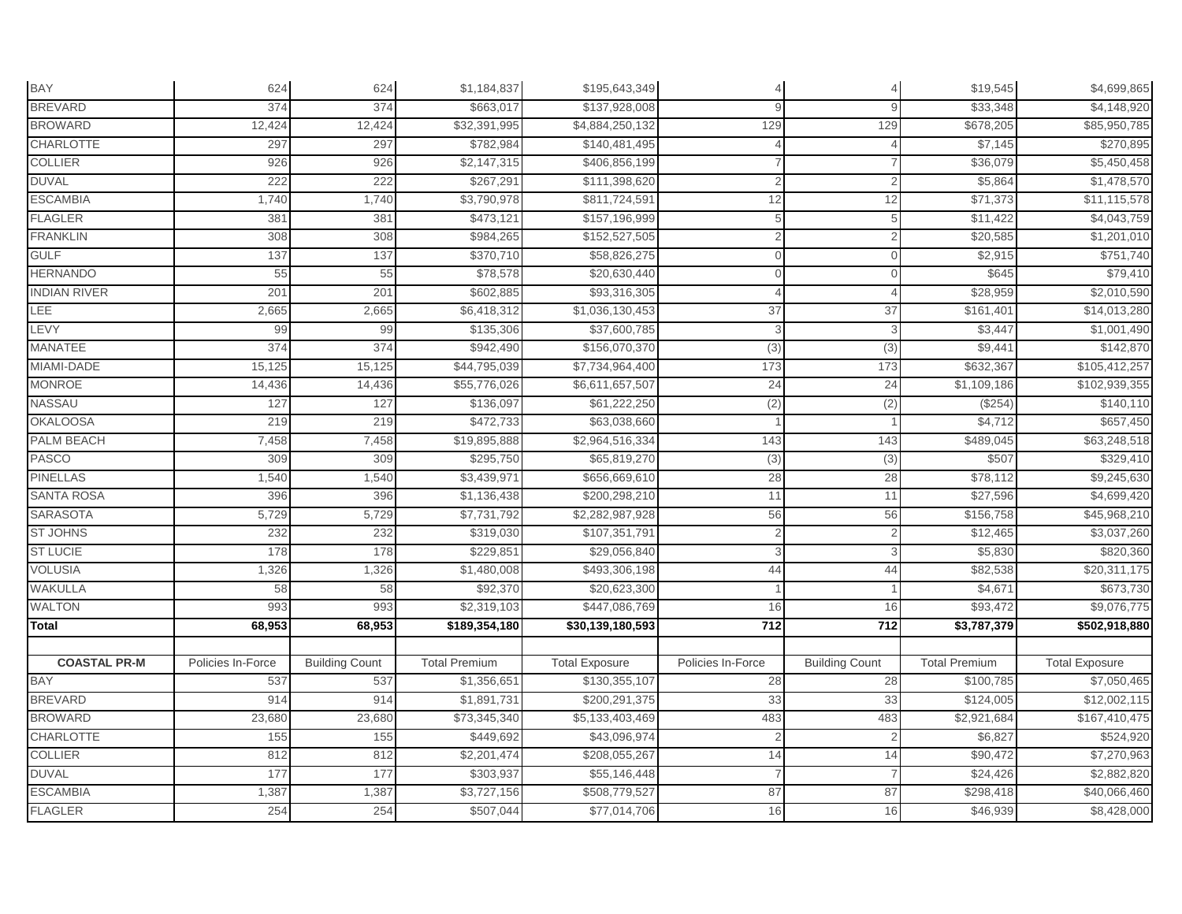| | | | | | | | | |
|---|---|---|---|---|---|---|---|---|
| BAY | 624 | 624 | $1,184,837 | $195,643,349 | 4 | 4 | $19,545 | $4,699,865 |
| BREVARD | 374 | 374 | $663,017 | $137,928,008 | 9 | 9 | $33,348 | $4,148,920 |
| BROWARD | 12,424 | 12,424 | $32,391,995 | $4,884,250,132 | 129 | 129 | $678,205 | $85,950,785 |
| CHARLOTTE | 297 | 297 | $782,984 | $140,481,495 | 4 | 4 | $7,145 | $270,895 |
| COLLIER | 926 | 926 | $2,147,315 | $406,856,199 | 7 | 7 | $36,079 | $5,450,458 |
| DUVAL | 222 | 222 | $267,291 | $111,398,620 | 2 | 2 | $5,864 | $1,478,570 |
| ESCAMBIA | 1,740 | 1,740 | $3,790,978 | $811,724,591 | 12 | 12 | $71,373 | $11,115,578 |
| FLAGLER | 381 | 381 | $473,121 | $157,196,999 | 5 | 5 | $11,422 | $4,043,759 |
| FRANKLIN | 308 | 308 | $984,265 | $152,527,505 | 2 | 2 | $20,585 | $1,201,010 |
| GULF | 137 | 137 | $370,710 | $58,826,275 | 0 | 0 | $2,915 | $751,740 |
| HERNANDO | 55 | 55 | $78,578 | $20,630,440 | 0 | 0 | $645 | $79,410 |
| INDIAN RIVER | 201 | 201 | $602,885 | $93,316,305 | 4 | 4 | $28,959 | $2,010,590 |
| LEE | 2,665 | 2,665 | $6,418,312 | $1,036,130,453 | 37 | 37 | $161,401 | $14,013,280 |
| LEVY | 99 | 99 | $135,306 | $37,600,785 | 3 | 3 | $3,447 | $1,001,490 |
| MANATEE | 374 | 374 | $942,490 | $156,070,370 | (3) | (3) | $9,441 | $142,870 |
| MIAMI-DADE | 15,125 | 15,125 | $44,795,039 | $7,734,964,400 | 173 | 173 | $632,367 | $105,412,257 |
| MONROE | 14,436 | 14,436 | $55,776,026 | $6,611,657,507 | 24 | 24 | $1,109,186 | $102,939,355 |
| NASSAU | 127 | 127 | $136,097 | $61,222,250 | (2) | (2) | ($254) | $140,110 |
| OKALOOSA | 219 | 219 | $472,733 | $63,038,660 | 1 | 1 | $4,712 | $657,450 |
| PALM BEACH | 7,458 | 7,458 | $19,895,888 | $2,964,516,334 | 143 | 143 | $489,045 | $63,248,518 |
| PASCO | 309 | 309 | $295,750 | $65,819,270 | (3) | (3) | $507 | $329,410 |
| PINELLAS | 1,540 | 1,540 | $3,439,971 | $656,669,610 | 28 | 28 | $78,112 | $9,245,630 |
| SANTA ROSA | 396 | 396 | $1,136,438 | $200,298,210 | 11 | 11 | $27,596 | $4,699,420 |
| SARASOTA | 5,729 | 5,729 | $7,731,792 | $2,282,987,928 | 56 | 56 | $156,758 | $45,968,210 |
| ST JOHNS | 232 | 232 | $319,030 | $107,351,791 | 2 | 2 | $12,465 | $3,037,260 |
| ST LUCIE | 178 | 178 | $229,851 | $29,056,840 | 3 | 3 | $5,830 | $820,360 |
| VOLUSIA | 1,326 | 1,326 | $1,480,008 | $493,306,198 | 44 | 44 | $82,538 | $20,311,175 |
| WAKULLA | 58 | 58 | $92,370 | $20,623,300 | 1 | 1 | $4,671 | $673,730 |
| WALTON | 993 | 993 | $2,319,103 | $447,086,769 | 16 | 16 | $93,472 | $9,076,775 |
| **Total** | **68,953** | **68,953** | **$189,354,180** | **$30,139,180,593** | **712** | **712** | **$3,787,379** | **$502,918,880** |

| COASTAL PR-M | Policies In-Force | Building Count | Total Premium | Total Exposure | Policies In-Force | Building Count | Total Premium | Total Exposure |
|---|---|---|---|---|---|---|---|---|
| BAY | 537 | 537 | $1,356,651 | $130,355,107 | 28 | 28 | $100,785 | $7,050,465 |
| BREVARD | 914 | 914 | $1,891,731 | $200,291,375 | 33 | 33 | $124,005 | $12,002,115 |
| BROWARD | 23,680 | 23,680 | $73,345,340 | $5,133,403,469 | 483 | 483 | $2,921,684 | $167,410,475 |
| CHARLOTTE | 155 | 155 | $449,692 | $43,096,974 | 2 | 2 | $6,827 | $524,920 |
| COLLIER | 812 | 812 | $2,201,474 | $208,055,267 | 14 | 14 | $90,472 | $7,270,963 |
| DUVAL | 177 | 177 | $303,937 | $55,146,448 | 7 | 7 | $24,426 | $2,882,820 |
| ESCAMBIA | 1,387 | 1,387 | $3,727,156 | $508,779,527 | 87 | 87 | $298,418 | $40,066,460 |
| FLAGLER | 254 | 254 | $507,044 | $77,014,706 | 16 | 16 | $46,939 | $8,428,000 |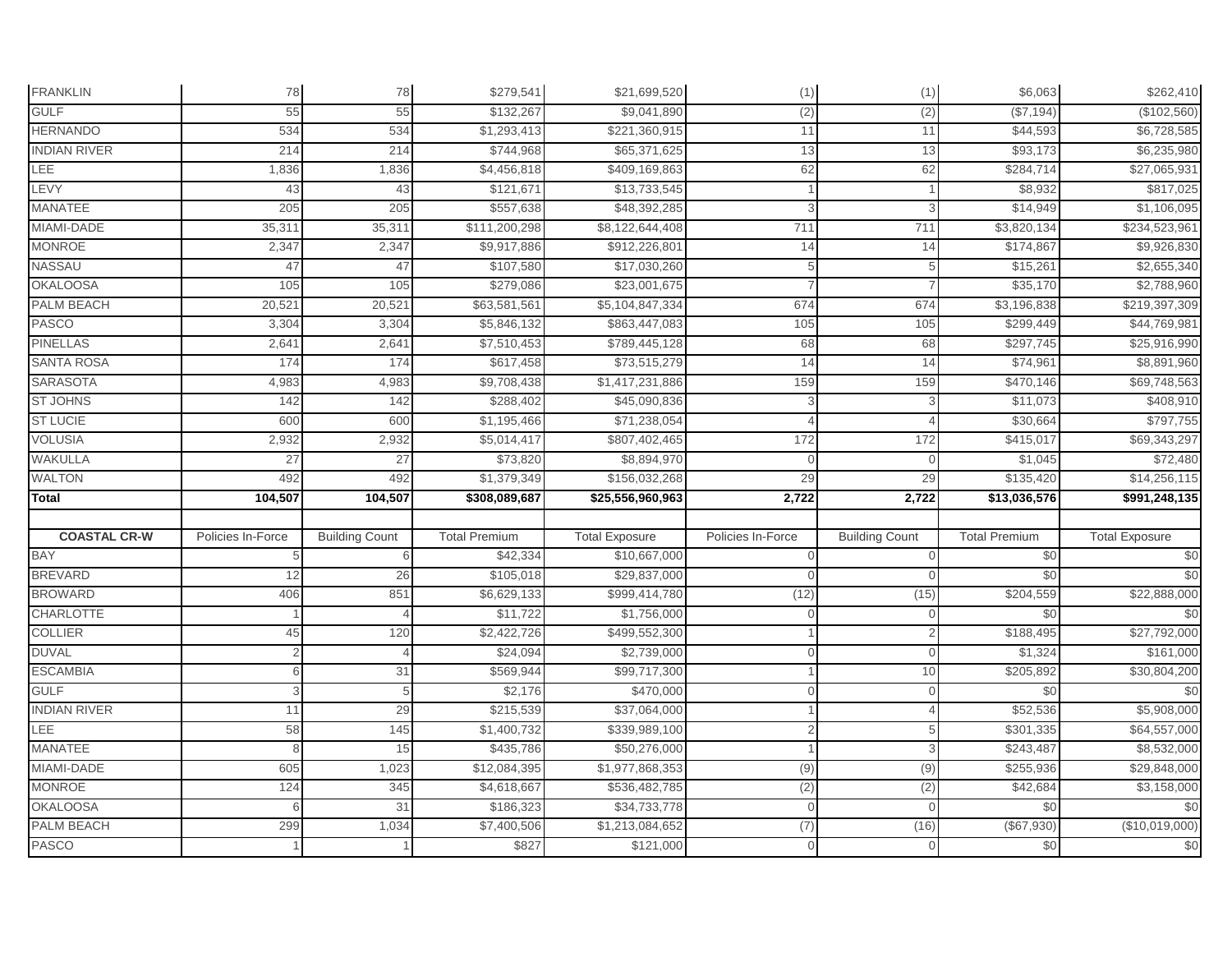| | | | | | | | | |
|---|---|---|---|---|---|---|---|---|
| FRANKLIN | 78 | 78 | $279,541 | $21,699,520 | (1) | (1) | $6,063 | $262,410 |
| GULF | 55 | 55 | $132,267 | $9,041,890 | (2) | (2) | ($7,194) | ($102,560) |
| HERNANDO | 534 | 534 | $1,293,413 | $221,360,915 | 11 | 11 | $44,593 | $6,728,585 |
| INDIAN RIVER | 214 | 214 | $744,968 | $65,371,625 | 13 | 13 | $93,173 | $6,235,980 |
| LEE | 1,836 | 1,836 | $4,456,818 | $409,169,863 | 62 | 62 | $284,714 | $27,065,931 |
| LEVY | 43 | 43 | $121,671 | $13,733,545 | 1 | 1 | $8,932 | $817,025 |
| MANATEE | 205 | 205 | $557,638 | $48,392,285 | 3 | 3 | $14,949 | $1,106,095 |
| MIAMI-DADE | 35,311 | 35,311 | $111,200,298 | $8,122,644,408 | 711 | 711 | $3,820,134 | $234,523,961 |
| MONROE | 2,347 | 2,347 | $9,917,886 | $912,226,801 | 14 | 14 | $174,867 | $9,926,830 |
| NASSAU | 47 | 47 | $107,580 | $17,030,260 | 5 | 5 | $15,261 | $2,655,340 |
| OKALOOSA | 105 | 105 | $279,086 | $23,001,675 | 7 | 7 | $35,170 | $2,788,960 |
| PALM BEACH | 20,521 | 20,521 | $63,581,561 | $5,104,847,334 | 674 | 674 | $3,196,838 | $219,397,309 |
| PASCO | 3,304 | 3,304 | $5,846,132 | $863,447,083 | 105 | 105 | $299,449 | $44,769,981 |
| PINELLAS | 2,641 | 2,641 | $7,510,453 | $789,445,128 | 68 | 68 | $297,745 | $25,916,990 |
| SANTA ROSA | 174 | 174 | $617,458 | $73,515,279 | 14 | 14 | $74,961 | $8,891,960 |
| SARASOTA | 4,983 | 4,983 | $9,708,438 | $1,417,231,886 | 159 | 159 | $470,146 | $69,748,563 |
| ST JOHNS | 142 | 142 | $288,402 | $45,090,836 | 3 | 3 | $11,073 | $408,910 |
| ST LUCIE | 600 | 600 | $1,195,466 | $71,238,054 | 4 | 4 | $30,664 | $797,755 |
| VOLUSIA | 2,932 | 2,932 | $5,014,417 | $807,402,465 | 172 | 172 | $415,017 | $69,343,297 |
| WAKULLA | 27 | 27 | $73,820 | $8,894,970 | 0 | 0 | $1,045 | $72,480 |
| WALTON | 492 | 492 | $1,379,349 | $156,032,268 | 29 | 29 | $135,420 | $14,256,115 |
| **Total** | **104,507** | **104,507** | **$308,089,687** | **$25,556,960,963** | **2,722** | **2,722** | **$13,036,576** | **$991,248,135** |

| **COASTAL CR-W** | Policies In-Force | Building Count | Total Premium | Total Exposure | Policies In-Force | Building Count | Total Premium | Total Exposure |
|---|---|---|---|---|---|---|---|---|
| BAY | 5 | 6 | $42,334 | $10,667,000 | 0 | 0 | $0 | $0 |
| BREVARD | 12 | 26 | $105,018 | $29,837,000 | 0 | 0 | $0 | $0 |
| BROWARD | 406 | 851 | $6,629,133 | $999,414,780 | (12) | (15) | $204,559 | $22,888,000 |
| CHARLOTTE | 1 | 4 | $11,722 | $1,756,000 | 0 | 0 | $0 | $0 |
| COLLIER | 45 | 120 | $2,422,726 | $499,552,300 | 1 | 2 | $188,495 | $27,792,000 |
| DUVAL | 2 | 4 | $24,094 | $2,739,000 | 0 | 0 | $1,324 | $161,000 |
| ESCAMBIA | 6 | 31 | $569,944 | $99,717,300 | 1 | 10 | $205,892 | $30,804,200 |
| GULF | 3 | 5 | $2,176 | $470,000 | 0 | 0 | $0 | $0 |
| INDIAN RIVER | 11 | 29 | $215,539 | $37,064,000 | 1 | 4 | $52,536 | $5,908,000 |
| LEE | 58 | 145 | $1,400,732 | $339,989,100 | 2 | 5 | $301,335 | $64,557,000 |
| MANATEE | 8 | 15 | $435,786 | $50,276,000 | 1 | 3 | $243,487 | $8,532,000 |
| MIAMI-DADE | 605 | 1,023 | $12,084,395 | $1,977,868,353 | (9) | (9) | $255,936 | $29,848,000 |
| MONROE | 124 | 345 | $4,618,667 | $536,482,785 | (2) | (2) | $42,684 | $3,158,000 |
| OKALOOSA | 6 | 31 | $186,323 | $34,733,778 | 0 | 0 | $0 | $0 |
| PALM BEACH | 299 | 1,034 | $7,400,506 | $1,213,084,652 | (7) | (16) | ($67,930) | ($10,019,000) |
| PASCO | 1 | 1 | $827 | $121,000 | 0 | 0 | $0 | $0 |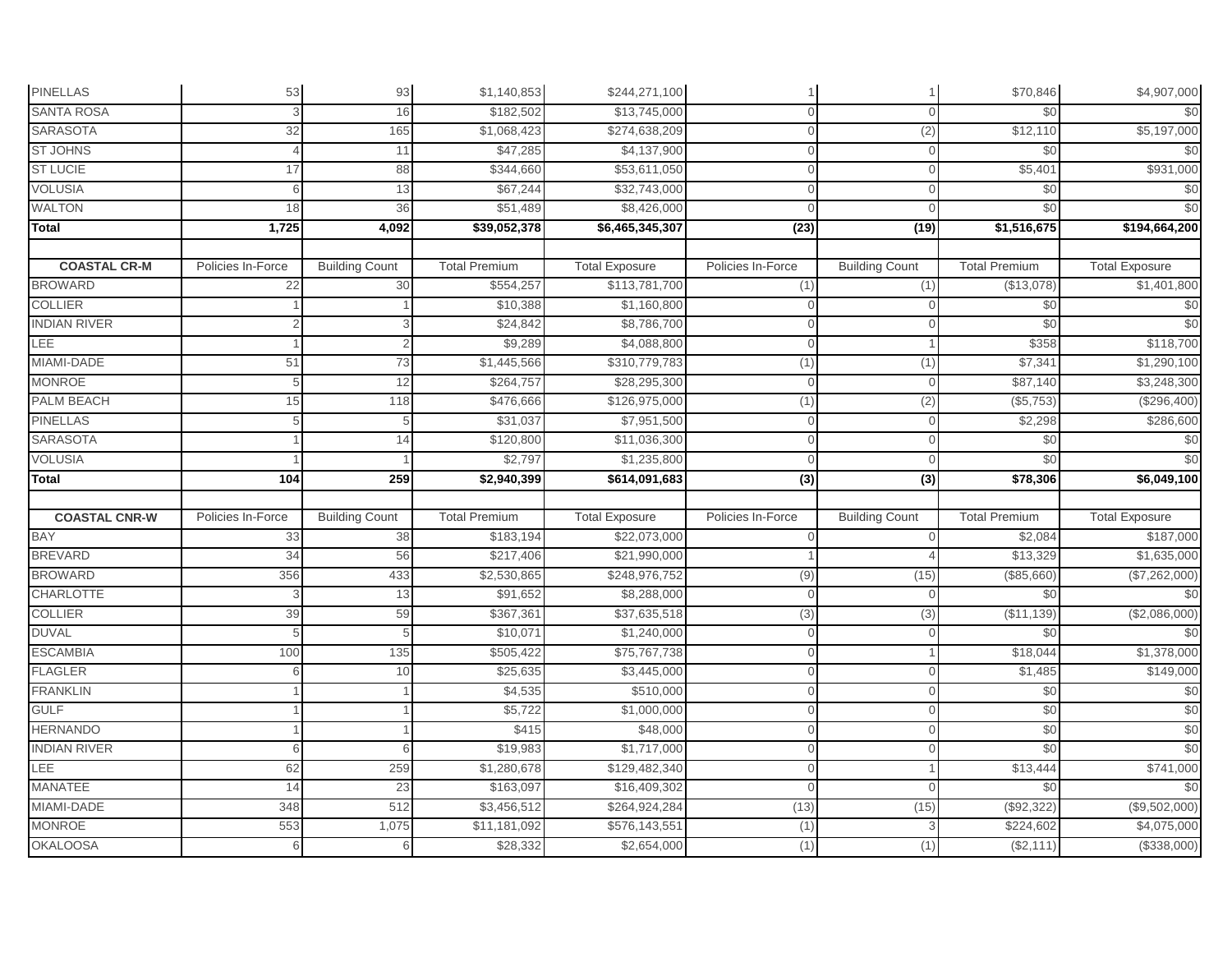| | | | | | | | | |
|---|---|---|---|---|---|---|---|---|
| PINELLAS | 53 | 93 | $1,140,853 | $244,271,100 | 1 | 1 | $70,846 | $4,907,000 |
| SANTA ROSA | 3 | 16 | $182,502 | $13,745,000 | 0 | 0 | $0 | $0 |
| SARASOTA | 32 | 165 | $1,068,423 | $274,638,209 | 0 | (2) | $12,110 | $5,197,000 |
| ST JOHNS | 4 | 11 | $47,285 | $4,137,900 | 0 | 0 | $0 | $0 |
| ST LUCIE | 17 | 88 | $344,660 | $53,611,050 | 0 | 0 | $5,401 | $931,000 |
| VOLUSIA | 6 | 13 | $67,244 | $32,743,000 | 0 | 0 | $0 | $0 |
| WALTON | 18 | 36 | $51,489 | $8,426,000 | 0 | 0 | $0 | $0 |
| **Total** | **1,725** | **4,092** | **$39,052,378** | **$6,465,345,307** | **(23)** | **(19)** | **$1,516,675** | **$194,664,200** |

| **COASTAL CR-M** | Policies In-Force | Building Count | Total Premium | Total Exposure | Policies In-Force | Building Count | Total Premium | Total Exposure |
|---|---|---|---|---|---|---|---|---|
| BROWARD | 22 | 30 | $554,257 | $113,781,700 | (1) | (1) | ($13,078) | $1,401,800 |
| COLLIER | 1 | 1 | $10,388 | $1,160,800 | 0 | 0 | $0 | $0 |
| INDIAN RIVER | 2 | 3 | $24,842 | $8,786,700 | 0 | 0 | $0 | $0 |
| LEE | 1 | 2 | $9,289 | $4,088,800 | 0 | 1 | $358 | $118,700 |
| MIAMI-DADE | 51 | 73 | $1,445,566 | $310,779,783 | (1) | (1) | $7,341 | $1,290,100 |
| MONROE | 5 | 12 | $264,757 | $28,295,300 | 0 | 0 | $87,140 | $3,248,300 |
| PALM BEACH | 15 | 118 | $476,666 | $126,975,000 | (1) | (2) | ($5,753) | ($296,400) |
| PINELLAS | 5 | 5 | $31,037 | $7,951,500 | 0 | 0 | $2,298 | $286,600 |
| SARASOTA | 1 | 14 | $120,800 | $11,036,300 | 0 | 0 | $0 | $0 |
| VOLUSIA | 1 | 1 | $2,797 | $1,235,800 | 0 | 0 | $0 | $0 |
| **Total** | **104** | **259** | **$2,940,399** | **$614,091,683** | **(3)** | **(3)** | **$78,306** | **$6,049,100** |

| **COASTAL CNR-W** | Policies In-Force | Building Count | Total Premium | Total Exposure | Policies In-Force | Building Count | Total Premium | Total Exposure |
|---|---|---|---|---|---|---|---|---|
| BAY | 33 | 38 | $183,194 | $22,073,000 | 0 | 0 | $2,084 | $187,000 |
| BREVARD | 34 | 56 | $217,406 | $21,990,000 | 1 | 4 | $13,329 | $1,635,000 |
| BROWARD | 356 | 433 | $2,530,865 | $248,976,752 | (9) | (15) | ($85,660) | ($7,262,000) |
| CHARLOTTE | 3 | 13 | $91,652 | $8,288,000 | 0 | 0 | $0 | $0 |
| COLLIER | 39 | 59 | $367,361 | $37,635,518 | (3) | (3) | ($11,139) | ($2,086,000) |
| DUVAL | 5 | 5 | $10,071 | $1,240,000 | 0 | 0 | $0 | $0 |
| ESCAMBIA | 100 | 135 | $505,422 | $75,767,738 | 0 | 1 | $18,044 | $1,378,000 |
| FLAGLER | 6 | 10 | $25,635 | $3,445,000 | 0 | 0 | $1,485 | $149,000 |
| FRANKLIN | 1 | 1 | $4,535 | $510,000 | 0 | 0 | $0 | $0 |
| GULF | 1 | 1 | $5,722 | $1,000,000 | 0 | 0 | $0 | $0 |
| HERNANDO | 1 | 1 | $415 | $48,000 | 0 | 0 | $0 | $0 |
| INDIAN RIVER | 6 | 6 | $19,983 | $1,717,000 | 0 | 0 | $0 | $0 |
| LEE | 62 | 259 | $1,280,678 | $129,482,340 | 0 | 1 | $13,444 | $741,000 |
| MANATEE | 14 | 23 | $163,097 | $16,409,302 | 0 | 0 | $0 | $0 |
| MIAMI-DADE | 348 | 512 | $3,456,512 | $264,924,284 | (13) | (15) | ($92,322) | ($9,502,000) |
| MONROE | 553 | 1,075 | $11,181,092 | $576,143,551 | (1) | 3 | $224,602 | $4,075,000 |
| OKALOOSA | 6 | 6 | $28,332 | $2,654,000 | (1) | (1) | ($2,111) | ($338,000) |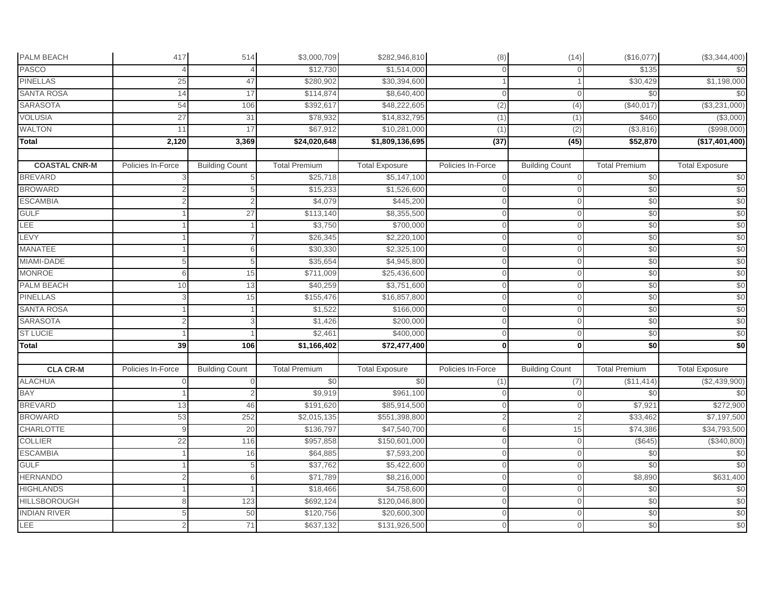| PALM BEACH | 417 | 514 | $3,000,709 | $282,946,810 | (8) | (14) | ($16,077) | ($3,344,400) |
|---|---|---|---|---|---|---|---|---|
| PASCO | 4 | 4 | $12,730 | $1,514,000 | 0 | 0 | $135 | $0 |
| PINELLAS | 25 | 47 | $280,902 | $30,394,600 | 1 | 1 | $30,429 | $1,198,000 |
| SANTA ROSA | 14 | 17 | $114,874 | $8,640,400 | 0 | 0 | $0 | $0 |
| SARASOTA | 54 | 106 | $392,617 | $48,222,605 | (2) | (4) | ($40,017) | ($3,231,000) |
| VOLUSIA | 27 | 31 | $78,932 | $14,832,795 | (1) | (1) | $460 | ($3,000) |
| WALTON | 11 | 17 | $67,912 | $10,281,000 | (1) | (2) | ($3,816) | ($998,000) |
| **Total** | **2,120** | **3,369** | **$24,020,648** | **$1,809,136,695** | **(37)** | **(45)** | **$52,870** | **($17,401,400)** |

| **COASTAL CNR-M** | Policies In-Force | Building Count | Total Premium | Total Exposure | Policies In-Force | Building Count | Total Premium | Total Exposure |
|---|---|---|---|---|---|---|---|---|
| BREVARD | 3 | 5 | $25,718 | $5,147,100 | 0 | 0 | $0 | $0 |
| BROWARD | 2 | 5 | $15,233 | $1,526,600 | 0 | 0 | $0 | $0 |
| ESCAMBIA | 2 | 2 | $4,079 | $445,200 | 0 | 0 | $0 | $0 |
| GULF | 1 | 27 | $113,140 | $8,355,500 | 0 | 0 | $0 | $0 |
| LEE | 1 | 1 | $3,750 | $700,000 | 0 | 0 | $0 | $0 |
| LEVY | 1 | 7 | $26,345 | $2,220,100 | 0 | 0 | $0 | $0 |
| MANATEE | 1 | 6 | $30,330 | $2,325,100 | 0 | 0 | $0 | $0 |
| MIAMI-DADE | 5 | 5 | $35,654 | $4,945,800 | 0 | 0 | $0 | $0 |
| MONROE | 6 | 15 | $711,009 | $25,436,600 | 0 | 0 | $0 | $0 |
| PALM BEACH | 10 | 13 | $40,259 | $3,751,600 | 0 | 0 | $0 | $0 |
| PINELLAS | 3 | 15 | $155,476 | $16,857,800 | 0 | 0 | $0 | $0 |
| SANTA ROSA | 1 | 1 | $1,522 | $166,000 | 0 | 0 | $0 | $0 |
| SARASOTA | 2 | 3 | $1,426 | $200,000 | 0 | 0 | $0 | $0 |
| ST LUCIE | 1 | 1 | $2,461 | $400,000 | 0 | 0 | $0 | $0 |
| **Total** | **39** | **106** | **$1,166,402** | **$72,477,400** | **0** | **0** | **$0** | **$0** |

| **CLA CR-M** | Policies In-Force | Building Count | Total Premium | Total Exposure | Policies In-Force | Building Count | Total Premium | Total Exposure |
|---|---|---|---|---|---|---|---|---|
| ALACHUA | 0 | 0 | $0 | $0 | (1) | (7) | ($11,414) | ($2,439,900) |
| BAY | 1 | 2 | $9,919 | $961,100 | 0 | 0 | $0 | $0 |
| BREVARD | 13 | 46 | $191,620 | $85,914,500 | 0 | 0 | $7,921 | $272,900 |
| BROWARD | 53 | 252 | $2,015,135 | $551,398,800 | 2 | 2 | $33,462 | $7,197,500 |
| CHARLOTTE | 9 | 20 | $136,797 | $47,540,700 | 6 | 15 | $74,386 | $34,793,500 |
| COLLIER | 22 | 116 | $957,858 | $150,601,000 | 0 | 0 | ($645) | ($340,800) |
| ESCAMBIA | 1 | 16 | $64,885 | $7,593,200 | 0 | 0 | $0 | $0 |
| GULF | 1 | 5 | $37,762 | $5,422,600 | 0 | 0 | $0 | $0 |
| HERNANDO | 2 | 6 | $71,789 | $8,216,000 | 0 | 0 | $8,890 | $631,400 |
| HIGHLANDS | 1 | 1 | $18,466 | $4,758,600 | 0 | 0 | $0 | $0 |
| HILLSBOROUGH | 8 | 123 | $692,124 | $120,046,800 | 0 | 0 | $0 | $0 |
| INDIAN RIVER | 5 | 50 | $120,756 | $20,600,300 | 0 | 0 | $0 | $0 |
| LEE | 2 | 71 | $637,132 | $131,926,500 | 0 | 0 | $0 | $0 |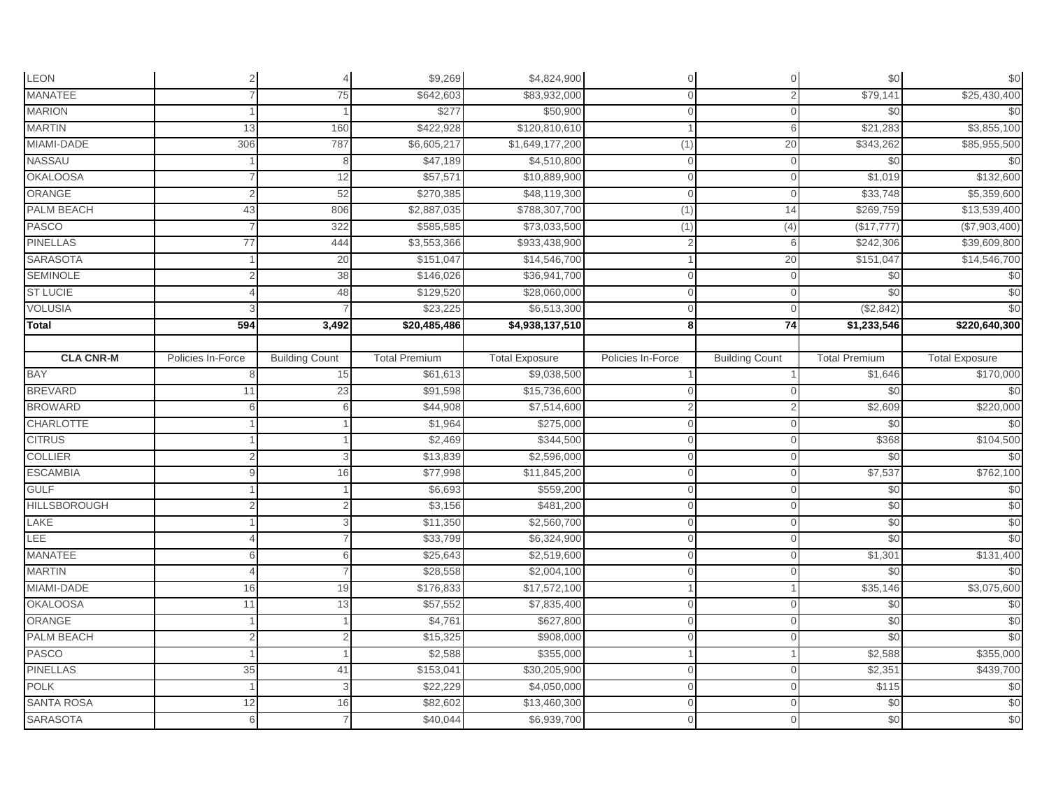| | | | | | | | | |
|---|---|---|---|---|---|---|---|---|
| LEON | 2 | 4 | $9,269 | $4,824,900 | 0 | 0 | $0 | $0 |
| MANATEE | 7 | 75 | $642,603 | $83,932,000 | 0 | 2 | $79,141 | $25,430,400 |
| MARION | 1 | 1 | $277 | $50,900 | 0 | 0 | $0 | $0 |
| MARTIN | 13 | 160 | $422,928 | $120,810,610 | 1 | 6 | $21,283 | $3,855,100 |
| MIAMI-DADE | 306 | 787 | $6,605,217 | $1,649,177,200 | (1) | 20 | $343,262 | $85,955,500 |
| NASSAU | 1 | 8 | $47,189 | $4,510,800 | 0 | 0 | $0 | $0 |
| OKALOOSA | 7 | 12 | $57,571 | $10,889,900 | 0 | 0 | $1,019 | $132,600 |
| ORANGE | 2 | 52 | $270,385 | $48,119,300 | 0 | 0 | $33,748 | $5,359,600 |
| PALM BEACH | 43 | 806 | $2,887,035 | $788,307,700 | (1) | 14 | $269,759 | $13,539,400 |
| PASCO | 7 | 322 | $585,585 | $73,033,500 | (1) | (4) | ($17,777) | ($7,903,400) |
| PINELLAS | 77 | 444 | $3,553,366 | $933,438,900 | 2 | 6 | $242,306 | $39,609,800 |
| SARASOTA | 1 | 20 | $151,047 | $14,546,700 | 1 | 20 | $151,047 | $14,546,700 |
| SEMINOLE | 2 | 38 | $146,026 | $36,941,700 | 0 | 0 | $0 | $0 |
| ST LUCIE | 4 | 48 | $129,520 | $28,060,000 | 0 | 0 | $0 | $0 |
| VOLUSIA | 3 | 7 | $23,225 | $6,513,300 | 0 | 0 | ($2,842) | $0 |
| **Total** | **594** | **3,492** | **$20,485,486** | **$4,938,137,510** | **8** | **74** | **$1,233,546** | **$220,640,300** |

| CLA CNR-M | Policies In-Force | Building Count | Total Premium | Total Exposure | Policies In-Force | Building Count | Total Premium | Total Exposure |
|---|---|---|---|---|---|---|---|---|
| BAY | 8 | 15 | $61,613 | $9,038,500 | 1 | 1 | $1,646 | $170,000 |
| BREVARD | 11 | 23 | $91,598 | $15,736,600 | 0 | 0 | $0 | $0 |
| BROWARD | 6 | 6 | $44,908 | $7,514,600 | 2 | 2 | $2,609 | $220,000 |
| CHARLOTTE | 1 | 1 | $1,964 | $275,000 | 0 | 0 | $0 | $0 |
| CITRUS | 1 | 1 | $2,469 | $344,500 | 0 | 0 | $368 | $104,500 |
| COLLIER | 2 | 3 | $13,839 | $2,596,000 | 0 | 0 | $0 | $0 |
| ESCAMBIA | 9 | 16 | $77,998 | $11,845,200 | 0 | 0 | $7,537 | $762,100 |
| GULF | 1 | 1 | $6,693 | $559,200 | 0 | 0 | $0 | $0 |
| HILLSBOROUGH | 2 | 2 | $3,156 | $481,200 | 0 | 0 | $0 | $0 |
| LAKE | 1 | 3 | $11,350 | $2,560,700 | 0 | 0 | $0 | $0 |
| LEE | 4 | 7 | $33,799 | $6,324,900 | 0 | 0 | $0 | $0 |
| MANATEE | 6 | 6 | $25,643 | $2,519,600 | 0 | 0 | $1,301 | $131,400 |
| MARTIN | 4 | 7 | $28,558 | $2,004,100 | 0 | 0 | $0 | $0 |
| MIAMI-DADE | 16 | 19 | $176,833 | $17,572,100 | 1 | 1 | $35,146 | $3,075,600 |
| OKALOOSA | 11 | 13 | $57,552 | $7,835,400 | 0 | 0 | $0 | $0 |
| ORANGE | 1 | 1 | $4,761 | $627,800 | 0 | 0 | $0 | $0 |
| PALM BEACH | 2 | 2 | $15,325 | $908,000 | 0 | 0 | $0 | $0 |
| PASCO | 1 | 1 | $2,588 | $355,000 | 1 | 1 | $2,588 | $355,000 |
| PINELLAS | 35 | 41 | $153,041 | $30,205,900 | 0 | 0 | $2,351 | $439,700 |
| POLK | 1 | 3 | $22,229 | $4,050,000 | 0 | 0 | $115 | $0 |
| SANTA ROSA | 12 | 16 | $82,602 | $13,460,300 | 0 | 0 | $0 | $0 |
| SARASOTA | 6 | 7 | $40,044 | $6,939,700 | 0 | 0 | $0 | $0 |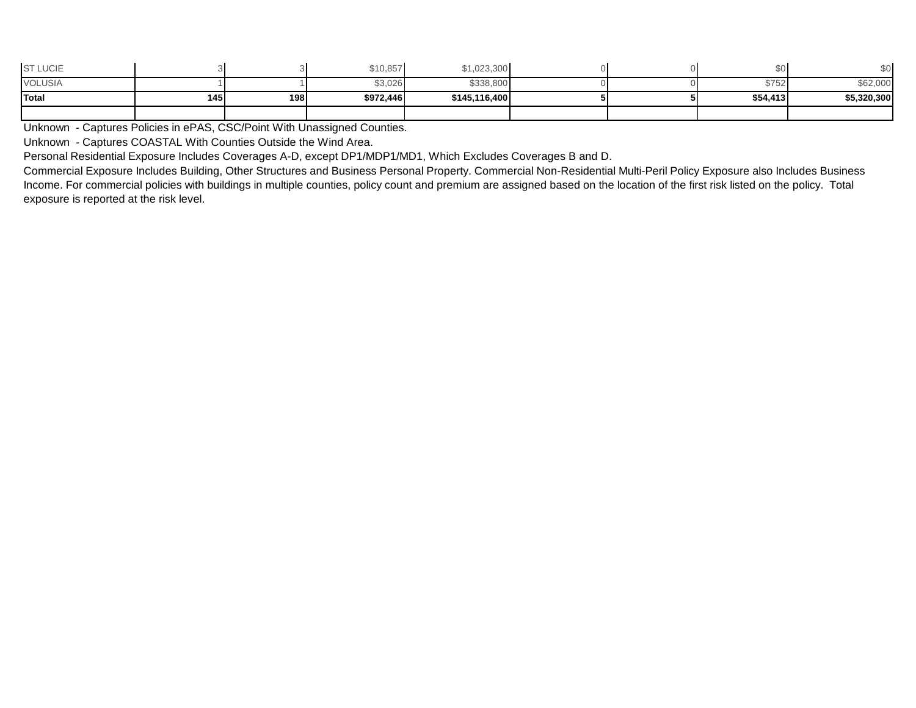| | | | | | | | | |
|---|---|---|---|---|---|---|---|---|
| ST LUCIE | 3 | 3 | $10,857 | $1,023,300 | 0 | 0 | $0 | $0 |
| VOLUSIA | 1 | 1 | $3,026 | $338,800 | 0 | 0 | $752 | $62,000 |
| **Total** | **145** | **198** | **$972,446** | **$145,116,400** | **5** | **5** | **$54,413** | **$5,320,300** |
| | | | | | | | | |

Unknown - Captures Policies in ePAS, CSC/Point With Unassigned Counties.

Unknown - Captures COASTAL With Counties Outside the Wind Area.

Personal Residential Exposure Includes Coverages A-D, except DP1/MDP1/MD1, Which Excludes Coverages B and D.

Commercial Exposure Includes Building, Other Structures and Business Personal Property. Commercial Non-Residential Multi-Peril Policy Exposure also Includes Business Income. For commercial policies with buildings in multiple counties, policy count and premium are assigned based on the location of the first risk listed on the policy. Total exposure is reported at the risk level.